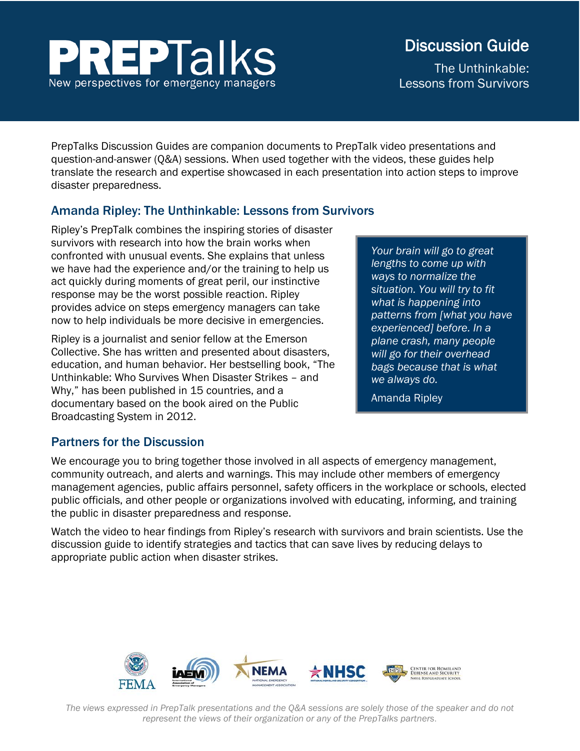# PREPTalks

New perspectives for emergency managers

## Discussion Guide

The Unthinkable: Lessons from Survivors

PrepTalks Discussion Guides are companion documents to PrepTalk video presentations and question-and-answer (Q&A) sessions. When used together with the videos, these guides help translate the research and expertise showcased in each presentation into action steps to improve disaster preparedness.

## Amanda Ripley: The Unthinkable: Lessons from Survivors

Ripley's PrepTalk combines the inspiring stories of disaster survivors with research into how the brain works when confronted with unusual events. She explains that unless we have had the experience and/or the training to help us act quickly during moments of great peril, our instinctive response may be the worst possible reaction. Ripley provides advice on steps emergency managers can take now to help individuals be more decisive in emergencies.

Ripley is a journalist and senior fellow at the Emerson Collective. She has written and presented about disasters, education, and human behavior. Her bestselling book, "The Unthinkable: Who Survives When Disaster Strikes – and Why," has been published in 15 countries, and a documentary based on the book aired on the Public Broadcasting System in 2012.

> *Your brain will go to great lengths to come up with ways to normalize the situation. You will try to fit what is happening into patterns from [what you have experienced] before. In a plane crash, many people will go for their overhead bags because that is what we always do.*
>
> Amanda Ripley

## Partners for the Discussion

We encourage you to bring together those involved in all aspects of emergency management, community outreach, and alerts and warnings. This may include other members of emergency management agencies, public affairs personnel, safety officers in the workplace or schools, elected public officials, and other people or organizations involved with educating, informing, and training the public in disaster preparedness and response.

Watch the video to hear findings from Ripley's research with survivors and brain scientists. Use the discussion guide to identify strategies and tactics that can save lives by reducing delays to appropriate public action when disaster strikes.

FEMA | IAEM International Association of Emergency Managers | NEMA National Emergency Management Association | NHSC National Homeland Security Consortium | Center for Homeland Defense and Security Naval Postgraduate School

*The views expressed in PrepTalk presentations and the Q&A sessions are solely those of the speaker and do not represent the views of their organization or any of the PrepTalks partners.*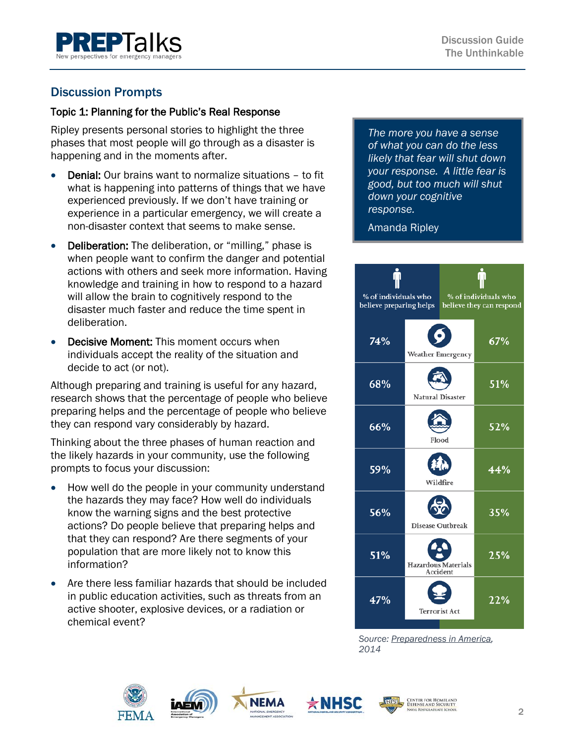## Discussion Prompts

### Topic 1: Planning for the Public's Real Response

Ripley presents personal stories to highlight the three phases that most people will go through as a disaster is happening and in the moments after.

- **Denial:** Our brains want to normalize situations – to fit what is happening into patterns of things that we have experienced previously. If we don't have training or experience in a particular emergency, we will create a non-disaster context that seems to make sense.
- **Deliberation:** The deliberation, or "milling," phase is when people want to confirm the danger and potential actions with others and seek more information. Having knowledge and training in how to respond to a hazard will allow the brain to cognitively respond to the disaster much faster and reduce the time spent in deliberation.
- **Decisive Moment:** This moment occurs when individuals accept the reality of the situation and decide to act (or not).

Although preparing and training is useful for any hazard, research shows that the percentage of people who believe preparing helps and the percentage of people who believe they can respond vary considerably by hazard.

Thinking about the three phases of human reaction and the likely hazards in your community, use the following prompts to focus your discussion:

- How well do the people in your community understand the hazards they may face? How well do individuals know the warning signs and the best protective actions? Do people believe that preparing helps and that they can respond? Are there segments of your population that are more likely not to know this information?
- Are there less familiar hazards that should be included in public education activities, such as threats from an active shooter, explosive devices, or a radiation or chemical event?

> *The more you have a sense of what you can do the less likely that fear will shut down your response. A little fear is good, but too much will shut down your cognitive response.*
>
> Amanda Ripley

| % of individuals who believe preparing helps | Hazard | % of individuals who believe they can respond |
|---|---|---|
| 74% | Weather Emergency | 67% |
| 68% | Natural Disaster | 51% |
| 66% | Flood | 52% |
| 59% | Wildfire | 44% |
| 56% | Disease Outbreak | 35% |
| 51% | Hazardous Materials Accident | 25% |
| 47% | Terrorist Act | 22% |

*Source: Preparedness in America, 2014*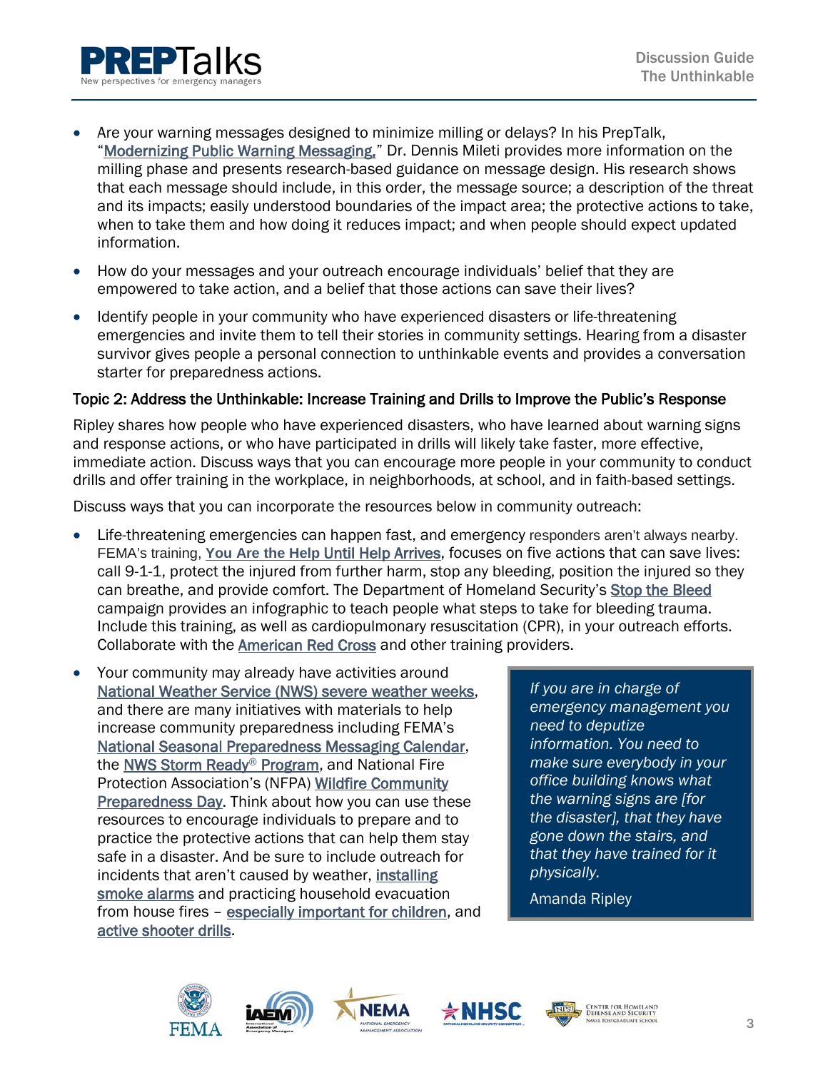- Are your warning messages designed to minimize milling or delays? In his PrepTalk, "Modernizing Public Warning Messaging," Dr. Dennis Mileti provides more information on the milling phase and presents research-based guidance on message design. His research shows that each message should include, in this order, the message source; a description of the threat and its impacts; easily understood boundaries of the impact area; the protective actions to take, when to take them and how doing it reduces impact; and when people should expect updated information.
- How do your messages and your outreach encourage individuals' belief that they are empowered to take action, and a belief that those actions can save their lives?
- Identify people in your community who have experienced disasters or life-threatening emergencies and invite them to tell their stories in community settings. Hearing from a disaster survivor gives people a personal connection to unthinkable events and provides a conversation starter for preparedness actions.

### Topic 2: Address the Unthinkable: Increase Training and Drills to Improve the Public's Response

Ripley shares how people who have experienced disasters, who have learned about warning signs and response actions, or who have participated in drills will likely take faster, more effective, immediate action. Discuss ways that you can encourage more people in your community to conduct drills and offer training in the workplace, in neighborhoods, at school, and in faith-based settings.

Discuss ways that you can incorporate the resources below in community outreach:

- Life-threatening emergencies can happen fast, and emergency responders aren't always nearby. FEMA's training, **You Are the Help Until Help Arrives**, focuses on five actions that can save lives: call 9-1-1, protect the injured from further harm, stop any bleeding, position the injured so they can breathe, and provide comfort. The Department of Homeland Security's Stop the Bleed campaign provides an infographic to teach people what steps to take for bleeding trauma. Include this training, as well as cardiopulmonary resuscitation (CPR), in your outreach efforts. Collaborate with the American Red Cross and other training providers.
- Your community may already have activities around National Weather Service (NWS) severe weather weeks, and there are many initiatives with materials to help increase community preparedness including FEMA's National Seasonal Preparedness Messaging Calendar, the NWS Storm Ready® Program, and National Fire Protection Association's (NFPA) Wildfire Community Preparedness Day. Think about how you can use these resources to encourage individuals to prepare and to practice the protective actions that can help them stay safe in a disaster. And be sure to include outreach for incidents that aren't caused by weather, installing smoke alarms and practicing household evacuation from house fires – especially important for children, and active shooter drills.

> *If you are in charge of emergency management you need to deputize information. You need to make sure everybody in your office building knows what the warning signs are [for the disaster], that they have gone down the stairs, and that they have trained for it physically.*
>
> Amanda Ripley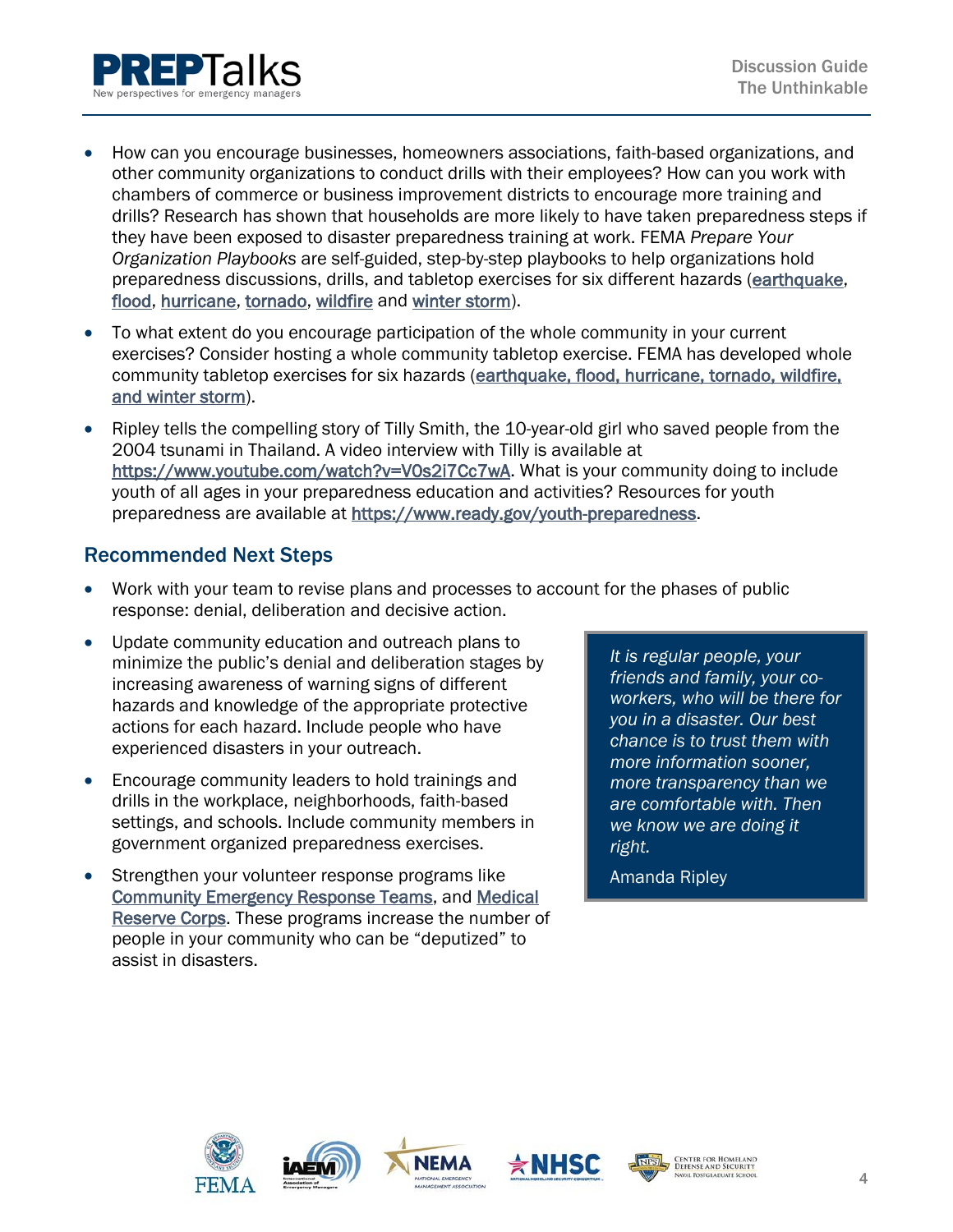- How can you encourage businesses, homeowners associations, faith-based organizations, and other community organizations to conduct drills with their employees? How can you work with chambers of commerce or business improvement districts to encourage more training and drills? Research has shown that households are more likely to have taken preparedness steps if they have been exposed to disaster preparedness training at work. FEMA *Prepare Your Organization Playbooks* are self-guided, step-by-step playbooks to help organizations hold preparedness discussions, drills, and tabletop exercises for six different hazards (earthquake, flood, hurricane, tornado, wildfire and winter storm).
- To what extent do you encourage participation of the whole community in your current exercises? Consider hosting a whole community tabletop exercise. FEMA has developed whole community tabletop exercises for six hazards (earthquake, flood, hurricane, tornado, wildfire, and winter storm).
- Ripley tells the compelling story of Tilly Smith, the 10-year-old girl who saved people from the 2004 tsunami in Thailand. A video interview with Tilly is available at https://www.youtube.com/watch?v=VOs2i7Cc7wA. What is your community doing to include youth of all ages in your preparedness education and activities? Resources for youth preparedness are available at https://www.ready.gov/youth-preparedness.

## Recommended Next Steps

- Work with your team to revise plans and processes to account for the phases of public response: denial, deliberation and decisive action.
- Update community education and outreach plans to minimize the public's denial and deliberation stages by increasing awareness of warning signs of different hazards and knowledge of the appropriate protective actions for each hazard. Include people who have experienced disasters in your outreach.
- Encourage community leaders to hold trainings and drills in the workplace, neighborhoods, faith-based settings, and schools. Include community members in government organized preparedness exercises.
- Strengthen your volunteer response programs like Community Emergency Response Teams, and Medical Reserve Corps. These programs increase the number of people in your community who can be "deputized" to assist in disasters.

> *It is regular people, your friends and family, your co-workers, who will be there for you in a disaster. Our best chance is to trust them with more information sooner, more transparency than we are comfortable with. Then we know we are doing it right.*
>
> Amanda Ripley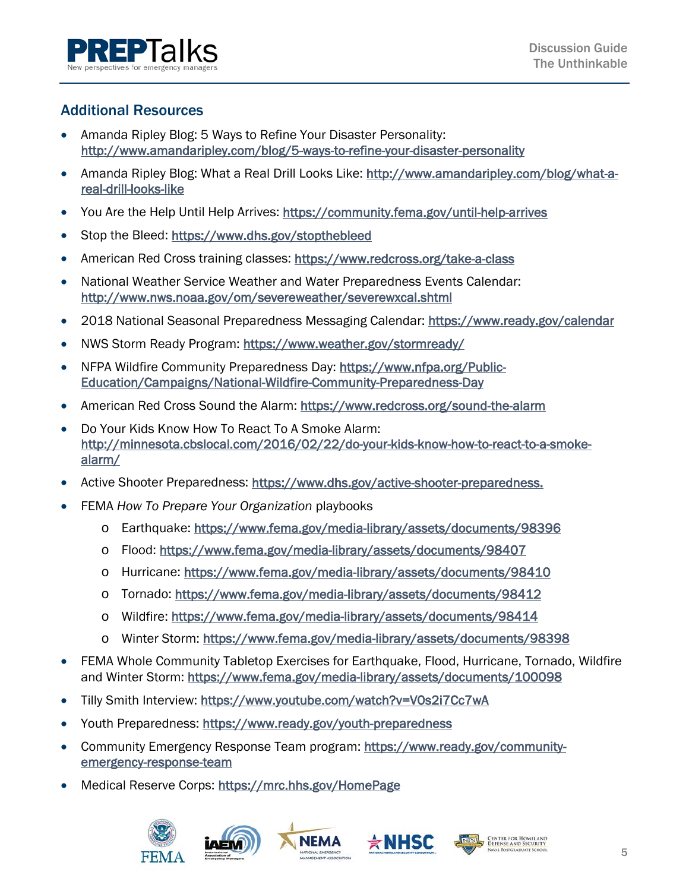## Additional Resources

- Amanda Ripley Blog: 5 Ways to Refine Your Disaster Personality: http://www.amandaripley.com/blog/5-ways-to-refine-your-disaster-personality
- Amanda Ripley Blog: What a Real Drill Looks Like: http://www.amandaripley.com/blog/what-a-real-drill-looks-like
- You Are the Help Until Help Arrives: https://community.fema.gov/until-help-arrives
- Stop the Bleed: https://www.dhs.gov/stopthebleed
- American Red Cross training classes: https://www.redcross.org/take-a-class
- National Weather Service Weather and Water Preparedness Events Calendar: http://www.nws.noaa.gov/om/severeweather/severewxcal.shtml
- 2018 National Seasonal Preparedness Messaging Calendar: https://www.ready.gov/calendar
- NWS Storm Ready Program: https://www.weather.gov/stormready/
- NFPA Wildfire Community Preparedness Day: https://www.nfpa.org/Public-Education/Campaigns/National-Wildfire-Community-Preparedness-Day
- American Red Cross Sound the Alarm: https://www.redcross.org/sound-the-alarm
- Do Your Kids Know How To React To A Smoke Alarm: http://minnesota.cbslocal.com/2016/02/22/do-your-kids-know-how-to-react-to-a-smoke-alarm/
- Active Shooter Preparedness: https://www.dhs.gov/active-shooter-preparedness.
- FEMA *How To Prepare Your Organization* playbooks
  - Earthquake: https://www.fema.gov/media-library/assets/documents/98396
  - Flood: https://www.fema.gov/media-library/assets/documents/98407
  - Hurricane: https://www.fema.gov/media-library/assets/documents/98410
  - Tornado: https://www.fema.gov/media-library/assets/documents/98412
  - Wildfire: https://www.fema.gov/media-library/assets/documents/98414
  - Winter Storm: https://www.fema.gov/media-library/assets/documents/98398
- FEMA Whole Community Tabletop Exercises for Earthquake, Flood, Hurricane, Tornado, Wildfire and Winter Storm: https://www.fema.gov/media-library/assets/documents/100098
- Tilly Smith Interview: https://www.youtube.com/watch?v=V0s2i7Cc7wA
- Youth Preparedness: https://www.ready.gov/youth-preparedness
- Community Emergency Response Team program: https://www.ready.gov/community-emergency-response-team
- Medical Reserve Corps: https://mrc.hhs.gov/HomePage